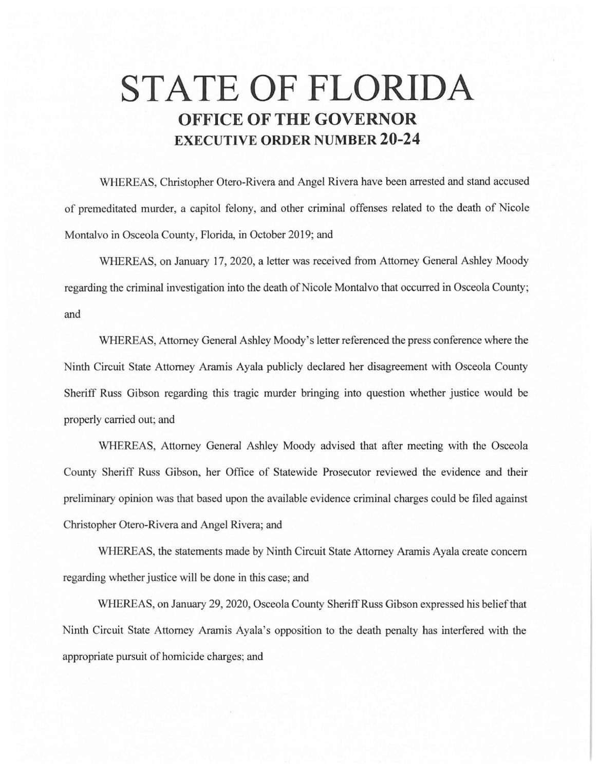# STATE OF FLORIDA

## OFFICE OF THE GOVERNOR

## EXECUTIVE ORDER NUMBER 20-24

WHEREAS, Christopher Otero-Rivera and Angel Rivera have been arrested and stand accused of premeditated murder, a capitol felony, and other criminal offenses related to the death of Nicole Montalvo in Osceola County, Florida, in October 2019; and

WHEREAS, on January 17, 2020, a letter was received from Attorney General Ashley Moody regarding the criminal investigation into the death of Nicole Montalvo that occurred in Osceola County; and

WHEREAS, Attorney General Ashley Moody's letter referenced the press conference where the Ninth Circuit State Attorney Aramis Ayala publicly declared her disagreement with Osceola County Sheriff Russ Gibson regarding this tragic murder bringing into question whether justice would be properly carried out; and

WHEREAS, Attorney General Ashley Moody advised that after meeting with the Osceola County Sheriff Russ Gibson, her Office of Statewide Prosecutor reviewed the evidence and their preliminary opinion was that based upon the available evidence criminal charges could be filed against Christopher Otero-Rivera and Angel Rivera; and

WHEREAS, the statements made by Ninth Circuit State Attorney Aramis Ayala create concern regarding whether justice will be done in this case; and

WHEREAS, on January 29, 2020, Osceola County Sheriff Russ Gibson expressed his belief that Ninth Circuit State Attorney Aramis Ayala's opposition to the death penalty has interfered with the appropriate pursuit of homicide charges; and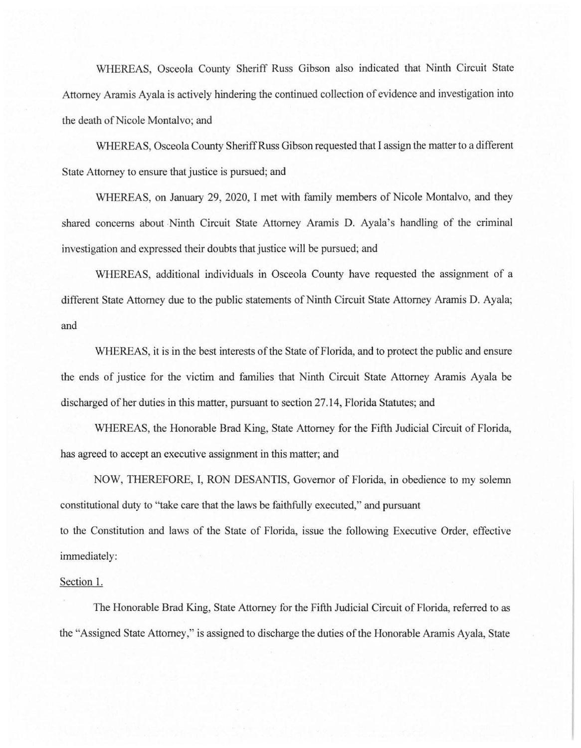WHEREAS, Osceola County Sheriff Russ Gibson also indicated that Ninth Circuit State Attorney Aramis Ayala is actively hindering the continued collection of evidence and investigation into the death of Nicole Montalvo; and

WHEREAS, Osceola County Sheriff Russ Gibson requested that I assign the matter to a different State Attorney to ensure that justice is pursued; and

WHEREAS, on January 29, 2020, I met with family members of Nicole Montalvo, and they shared concerns about Ninth Circuit State Attorney Aramis D. Ayala's handling of the criminal investigation and expressed their doubts that justice will be pursued; and

WHEREAS, additional individuals in Osceola County have requested the assignment of a different State Attorney due to the public statements of Ninth Circuit State Attorney Aramis D. Ayala; and

WHEREAS, it is in the best interests of the State of Florida, and to protect the public and ensure the ends of justice for the victim and families that Ninth Circuit State Attorney Aramis Ayala be discharged of her duties in this matter, pursuant to section 27.14, Florida Statutes; and

WHEREAS, the Honorable Brad King, State Attorney for the Fifth Judicial Circuit of Florida, has agreed to accept an executive assignment in this matter; and

NOW, THEREFORE, I, RON DESANTIS, Governor of Florida, in obedience to my solemn constitutional duty to "take care that the laws be faithfully executed," and pursuant to the Constitution and laws of the State of Florida, issue the following Executive Order, effective immediately:

Section 1.

The Honorable Brad King, State Attorney for the Fifth Judicial Circuit of Florida, referred to as the "Assigned State Attorney," is assigned to discharge the duties of the Honorable Aramis Ayala, State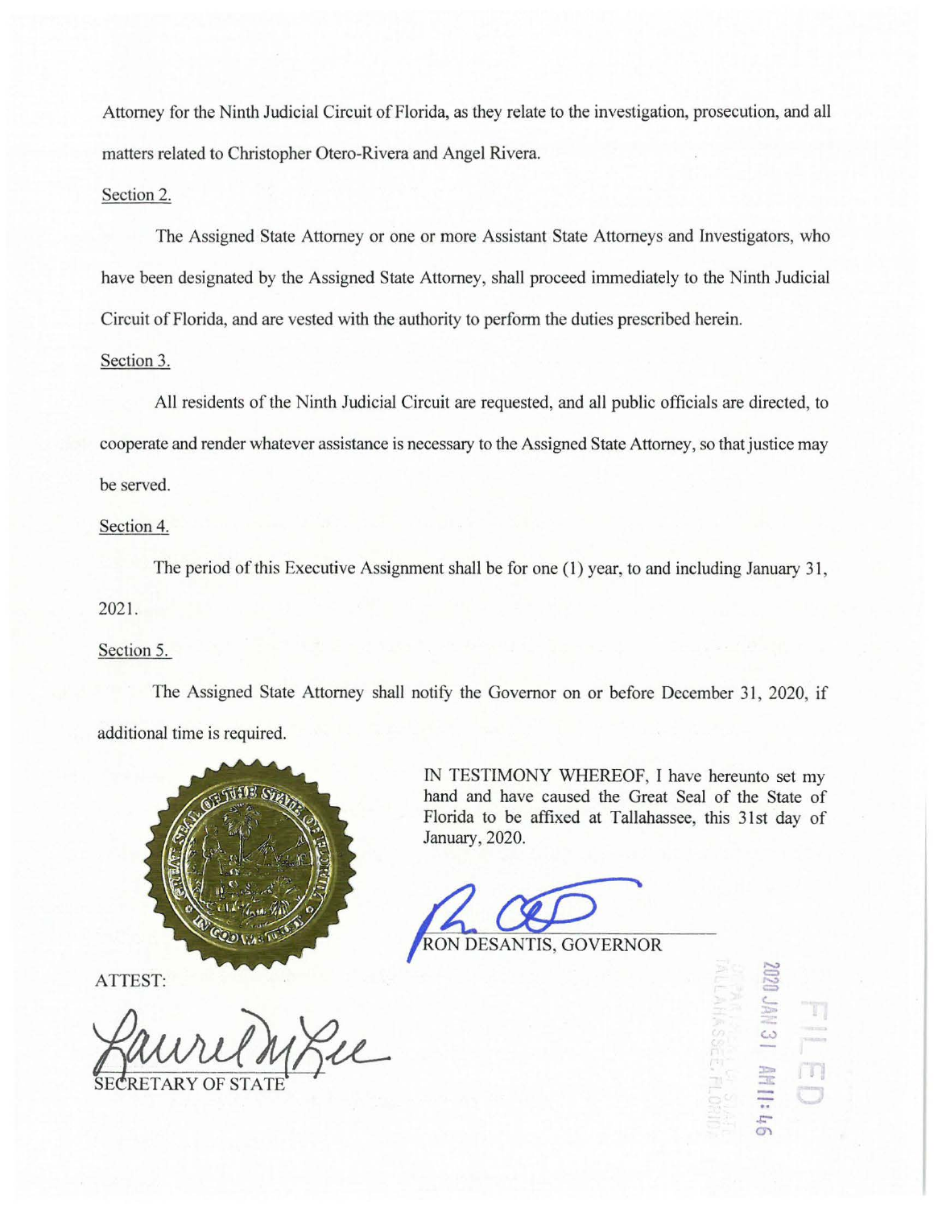Attorney for the Ninth Judicial Circuit of Florida, as they relate to the investigation, prosecution, and all matters related to Christopher Otero-Rivera and Angel Rivera.

Section 2.

The Assigned State Attorney or one or more Assistant State Attorneys and Investigators, who have been designated by the Assigned State Attorney, shall proceed immediately to the Ninth Judicial Circuit of Florida, and are vested with the authority to perform the duties prescribed herein.

Section 3.

All residents of the Ninth Judicial Circuit are requested, and all public officials are directed, to cooperate and render whatever assistance is necessary to the Assigned State Attorney, so that justice may be served.

Section 4.

The period of this Executive Assignment shall be for one (1) year, to and including January 31, 2021.

Section 5.

The Assigned State Attorney shall notify the Governor on or before December 31, 2020, if additional time is required.

IN TESTIMONY WHEREOF, I have hereunto set my hand and have caused the Great Seal of the State of Florida to be affixed at Tallahassee, this 31st day of January, 2020.

RON DESANTIS, GOVERNOR

ATTEST:

SECRETARY OF STATE

FILED

2020 JAN 31 AM 11:46

DEPARTMENT OF STATE
TALLAHASSEE, FLORIDA